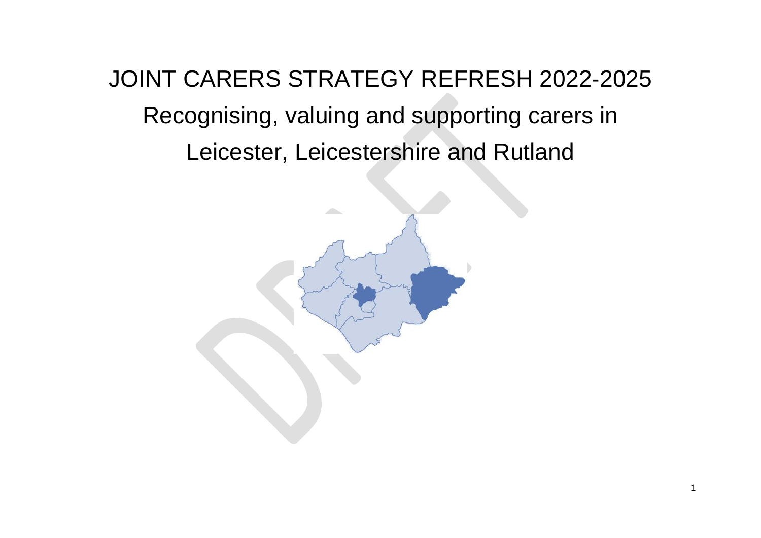# JOINT CARERS STRATEGY REFRESH 2022-2025

## Recognising, valuing and supporting carers in Leicester, Leicestershire and Rutland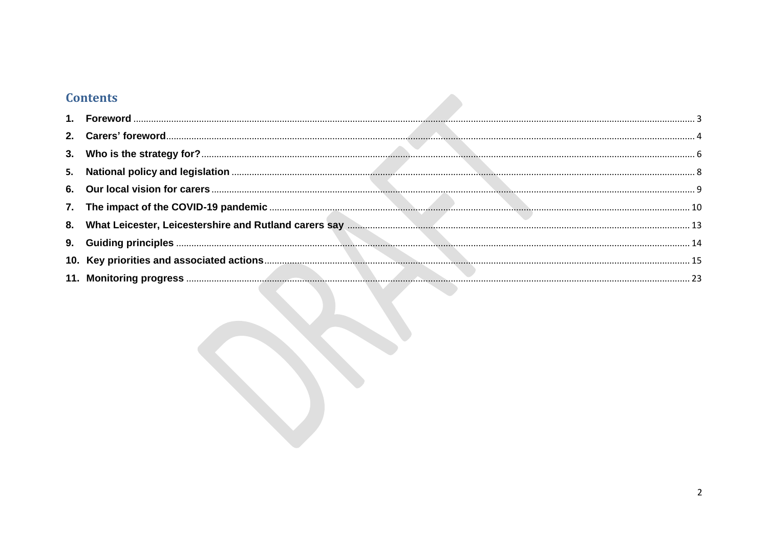## Contents

1. **Foreword** .... 3
2. **Carers' foreword** .... 4
3. **Who is the strategy for?** .... 6
5. **National policy and legislation** .... 8
6. **Our local vision for carers** .... 9
7. **The impact of the COVID-19 pandemic** .... 10
8. **What Leicester, Leicestershire and Rutland carers say** .... 13
9. **Guiding principles** .... 14
10. **Key priorities and associated actions** .... 15
11. **Monitoring progress** .... 23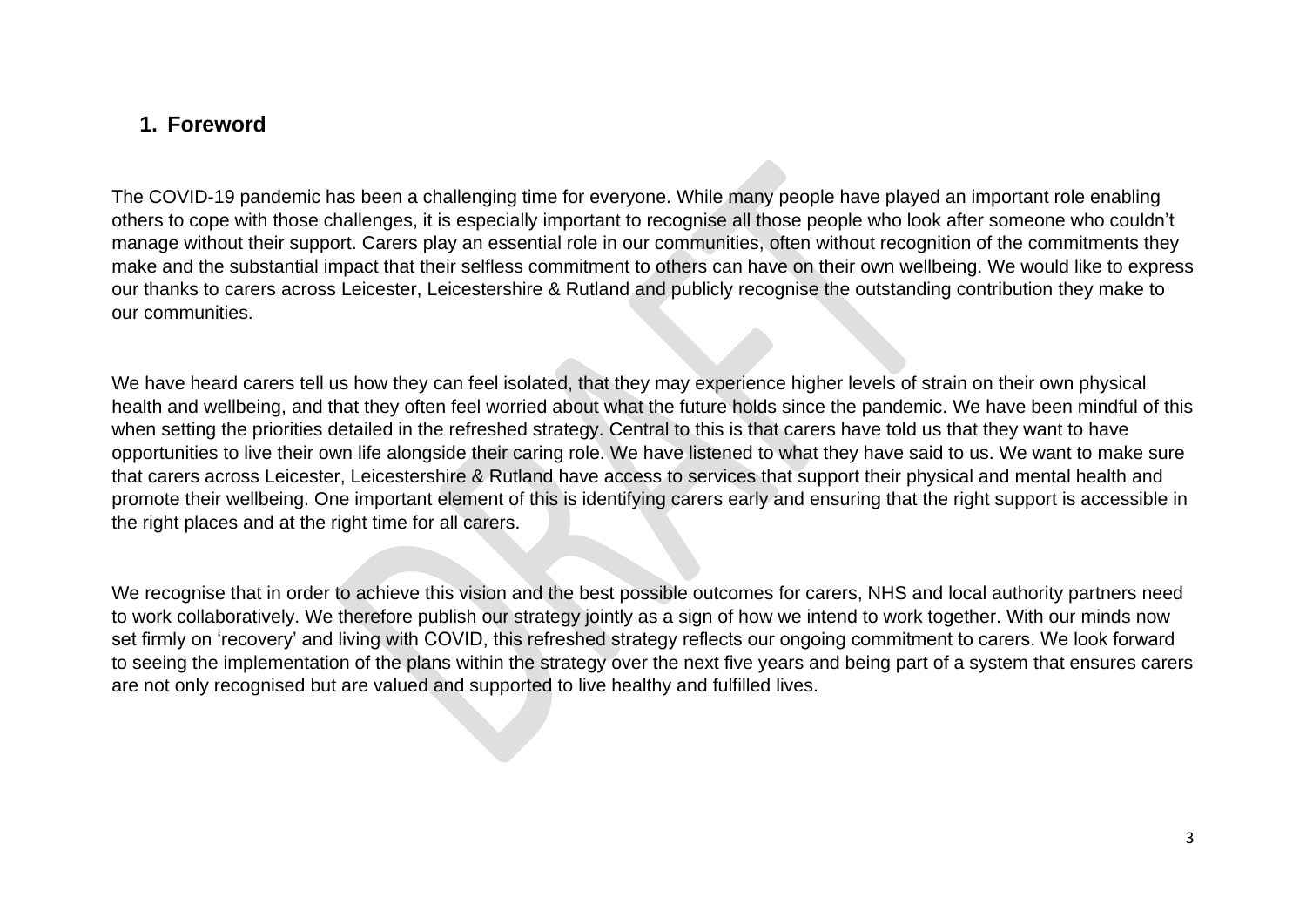## 1. Foreword

The COVID-19 pandemic has been a challenging time for everyone. While many people have played an important role enabling others to cope with those challenges, it is especially important to recognise all those people who look after someone who couldn't manage without their support. Carers play an essential role in our communities, often without recognition of the commitments they make and the substantial impact that their selfless commitment to others can have on their own wellbeing. We would like to express our thanks to carers across Leicester, Leicestershire & Rutland and publicly recognise the outstanding contribution they make to our communities.

We have heard carers tell us how they can feel isolated, that they may experience higher levels of strain on their own physical health and wellbeing, and that they often feel worried about what the future holds since the pandemic. We have been mindful of this when setting the priorities detailed in the refreshed strategy. Central to this is that carers have told us that they want to have opportunities to live their own life alongside their caring role. We have listened to what they have said to us. We want to make sure that carers across Leicester, Leicestershire & Rutland have access to services that support their physical and mental health and promote their wellbeing. One important element of this is identifying carers early and ensuring that the right support is accessible in the right places and at the right time for all carers.

We recognise that in order to achieve this vision and the best possible outcomes for carers, NHS and local authority partners need to work collaboratively. We therefore publish our strategy jointly as a sign of how we intend to work together. With our minds now set firmly on 'recovery' and living with COVID, this refreshed strategy reflects our ongoing commitment to carers. We look forward to seeing the implementation of the plans within the strategy over the next five years and being part of a system that ensures carers are not only recognised but are valued and supported to live healthy and fulfilled lives.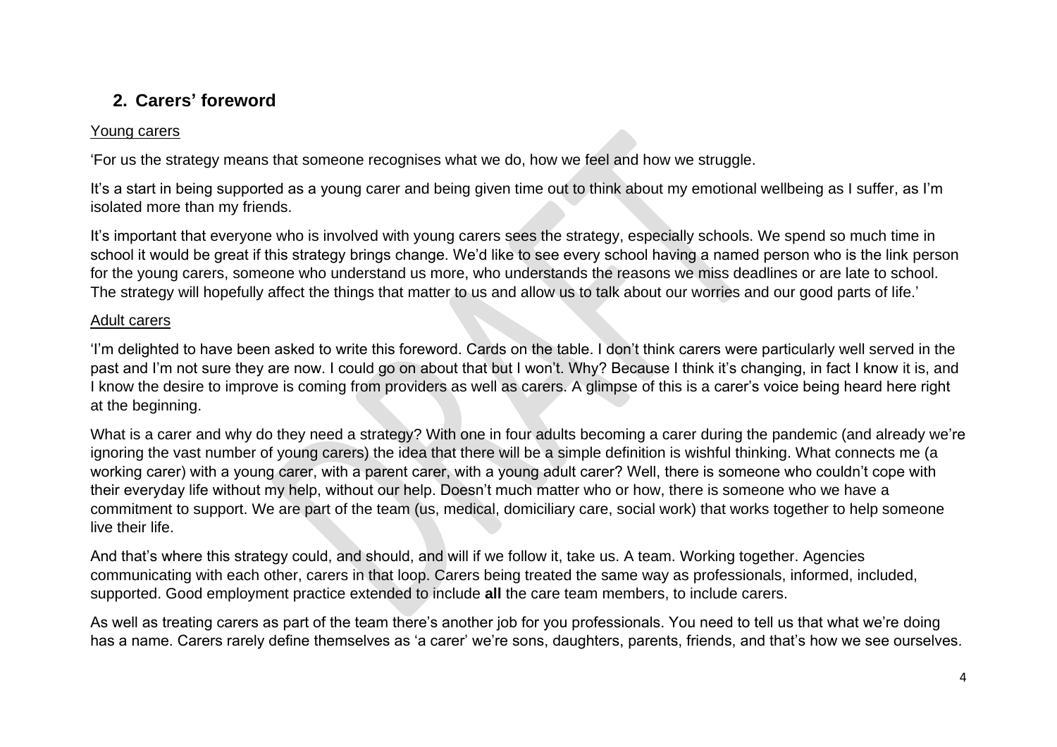## 2. Carers' foreword

Young carers

'For us the strategy means that someone recognises what we do, how we feel and how we struggle.

It's a start in being supported as a young carer and being given time out to think about my emotional wellbeing as I suffer, as I'm isolated more than my friends.

It's important that everyone who is involved with young carers sees the strategy, especially schools. We spend so much time in school it would be great if this strategy brings change. We'd like to see every school having a named person who is the link person for the young carers, someone who understand us more, who understands the reasons we miss deadlines or are late to school. The strategy will hopefully affect the things that matter to us and allow us to talk about our worries and our good parts of life.'

Adult carers

'I'm delighted to have been asked to write this foreword. Cards on the table. I don't think carers were particularly well served in the past and I'm not sure they are now. I could go on about that but I won't. Why? Because I think it's changing, in fact I know it is, and I know the desire to improve is coming from providers as well as carers. A glimpse of this is a carer's voice being heard here right at the beginning.

What is a carer and why do they need a strategy? With one in four adults becoming a carer during the pandemic (and already we're ignoring the vast number of young carers) the idea that there will be a simple definition is wishful thinking. What connects me (a working carer) with a young carer, with a parent carer, with a young adult carer? Well, there is someone who couldn't cope with their everyday life without my help, without our help. Doesn't much matter who or how, there is someone who we have a commitment to support. We are part of the team (us, medical, domiciliary care, social work) that works together to help someone live their life.

And that's where this strategy could, and should, and will if we follow it, take us. A team. Working together. Agencies communicating with each other, carers in that loop. Carers being treated the same way as professionals, informed, included, supported. Good employment practice extended to include **all** the care team members, to include carers.

As well as treating carers as part of the team there's another job for you professionals. You need to tell us that what we're doing has a name. Carers rarely define themselves as 'a carer' we're sons, daughters, parents, friends, and that's how we see ourselves.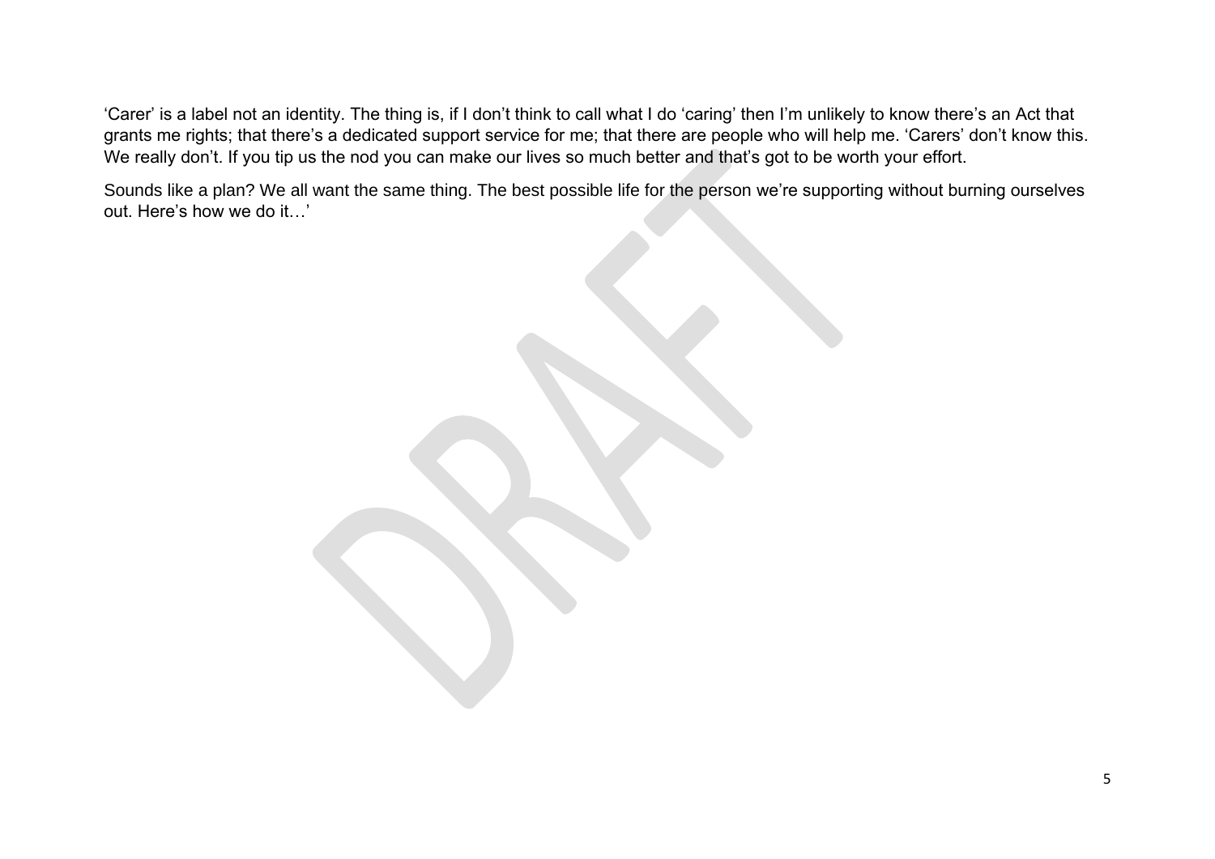'Carer' is a label not an identity. The thing is, if I don't think to call what I do 'caring' then I'm unlikely to know there's an Act that grants me rights; that there's a dedicated support service for me; that there are people who will help me. 'Carers' don't know this. We really don't. If you tip us the nod you can make our lives so much better and that's got to be worth your effort.

Sounds like a plan? We all want the same thing. The best possible life for the person we're supporting without burning ourselves out. Here's how we do it…'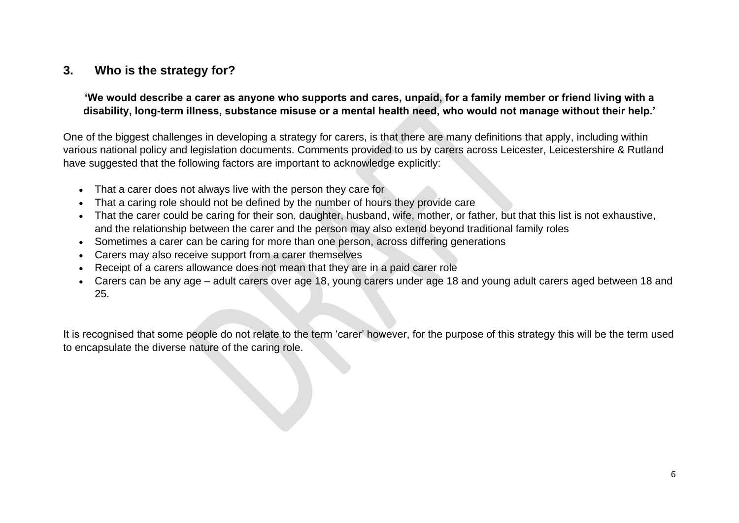## 3. Who is the strategy for?

**'We would describe a carer as anyone who supports and cares, unpaid, for a family member or friend living with a disability, long-term illness, substance misuse or a mental health need, who would not manage without their help.'**

One of the biggest challenges in developing a strategy for carers, is that there are many definitions that apply, including within various national policy and legislation documents. Comments provided to us by carers across Leicester, Leicestershire & Rutland have suggested that the following factors are important to acknowledge explicitly:

- That a carer does not always live with the person they care for
- That a caring role should not be defined by the number of hours they provide care
- That the carer could be caring for their son, daughter, husband, wife, mother, or father, but that this list is not exhaustive, and the relationship between the carer and the person may also extend beyond traditional family roles
- Sometimes a carer can be caring for more than one person, across differing generations
- Carers may also receive support from a carer themselves
- Receipt of a carers allowance does not mean that they are in a paid carer role
- Carers can be any age – adult carers over age 18, young carers under age 18 and young adult carers aged between 18 and 25.

It is recognised that some people do not relate to the term 'carer' however, for the purpose of this strategy this will be the term used to encapsulate the diverse nature of the caring role.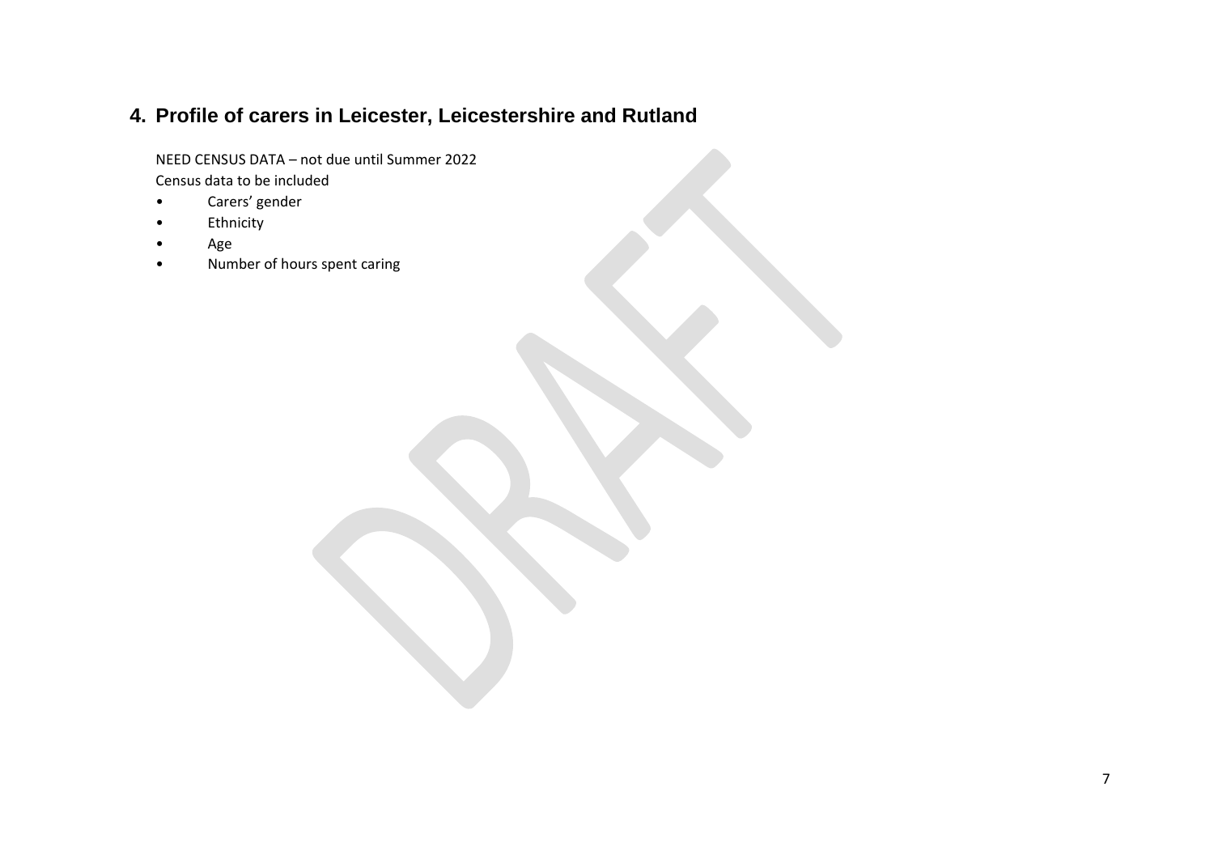## 4. Profile of carers in Leicester, Leicestershire and Rutland

NEED CENSUS DATA – not due until Summer 2022

Census data to be included

- Carers' gender
- Ethnicity
- Age
- Number of hours spent caring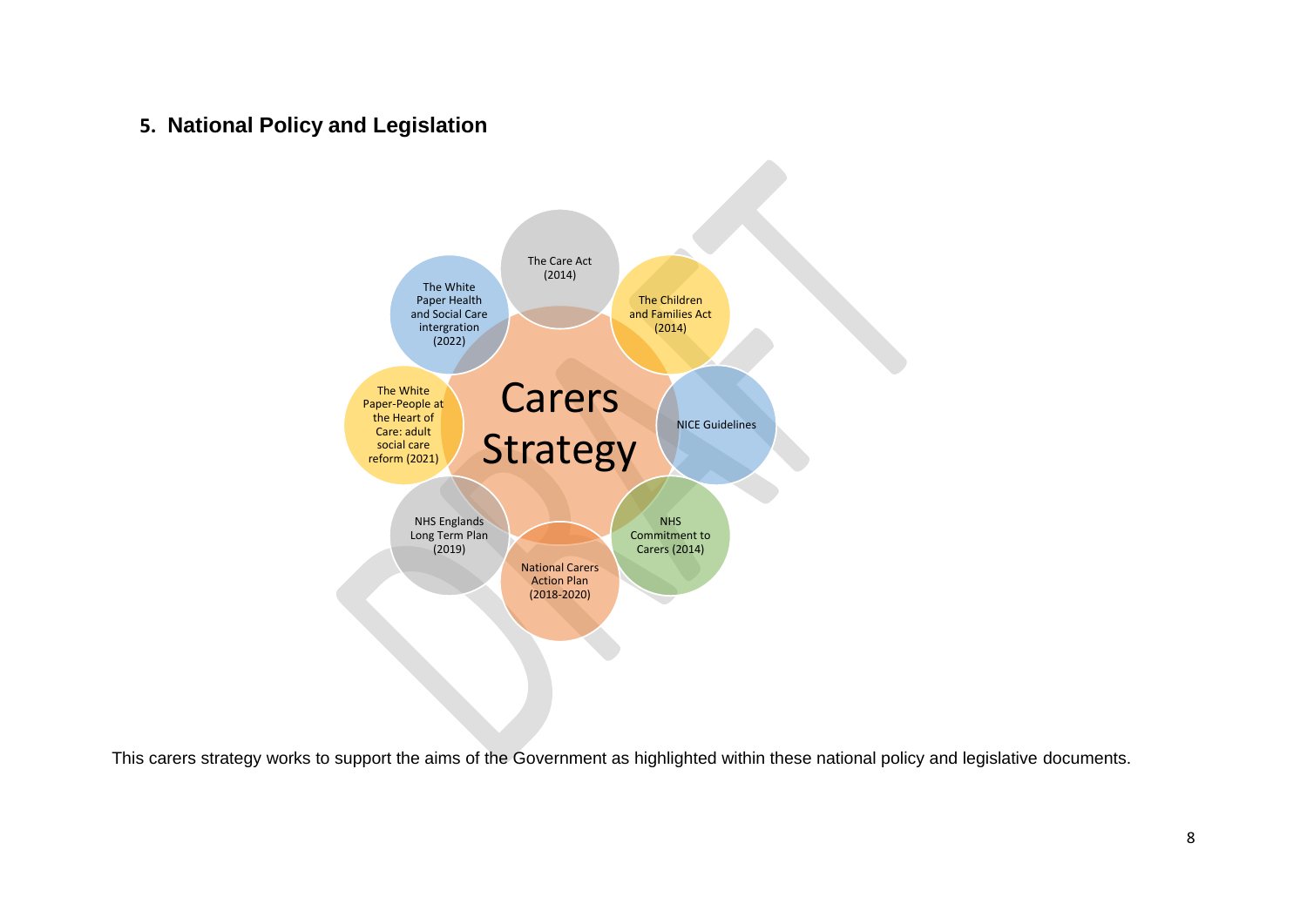## 5. National Policy and Legislation

Carers Strategy

- The Care Act (2014)
- The Children and Families Act (2014)
- NICE Guidelines
- NHS Commitment to Carers (2014)
- National Carers Action Plan (2018-2020)
- NHS Englands Long Term Plan (2019)
- The White Paper-People at the Heart of Care: adult social care reform (2021)
- The White Paper Health and Social Care intergration (2022)

This carers strategy works to support the aims of the Government as highlighted within these national policy and legislative documents.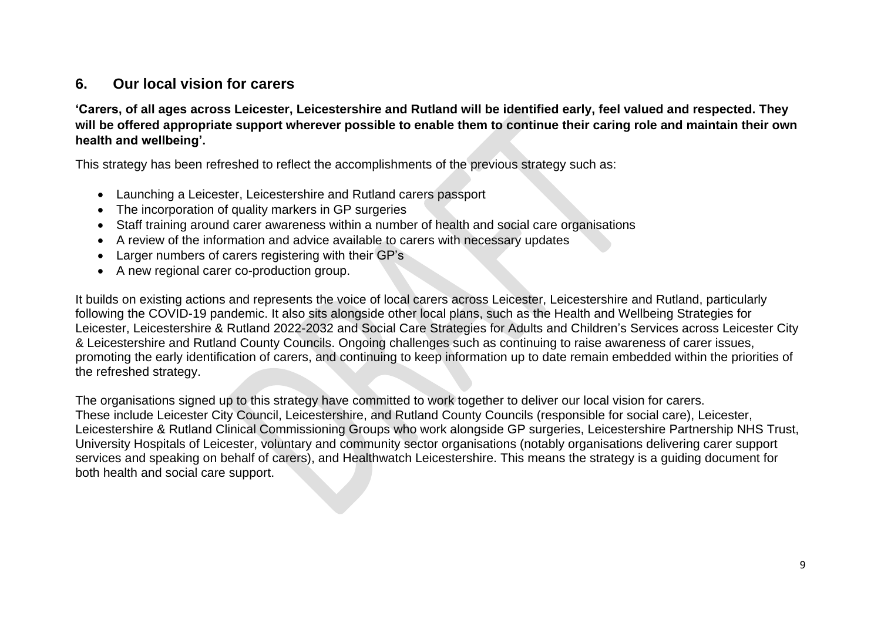## 6. Our local vision for carers

**'Carers, of all ages across Leicester, Leicestershire and Rutland will be identified early, feel valued and respected. They will be offered appropriate support wherever possible to enable them to continue their caring role and maintain their own health and wellbeing'.**

This strategy has been refreshed to reflect the accomplishments of the previous strategy such as:

- Launching a Leicester, Leicestershire and Rutland carers passport
- The incorporation of quality markers in GP surgeries
- Staff training around carer awareness within a number of health and social care organisations
- A review of the information and advice available to carers with necessary updates
- Larger numbers of carers registering with their GP's
- A new regional carer co-production group.

It builds on existing actions and represents the voice of local carers across Leicester, Leicestershire and Rutland, particularly following the COVID-19 pandemic. It also sits alongside other local plans, such as the Health and Wellbeing Strategies for Leicester, Leicestershire & Rutland 2022-2032 and Social Care Strategies for Adults and Children's Services across Leicester City & Leicestershire and Rutland County Councils. Ongoing challenges such as continuing to raise awareness of carer issues, promoting the early identification of carers, and continuing to keep information up to date remain embedded within the priorities of the refreshed strategy.

The organisations signed up to this strategy have committed to work together to deliver our local vision for carers. These include Leicester City Council, Leicestershire, and Rutland County Councils (responsible for social care), Leicester, Leicestershire & Rutland Clinical Commissioning Groups who work alongside GP surgeries, Leicestershire Partnership NHS Trust, University Hospitals of Leicester, voluntary and community sector organisations (notably organisations delivering carer support services and speaking on behalf of carers), and Healthwatch Leicestershire. This means the strategy is a guiding document for both health and social care support.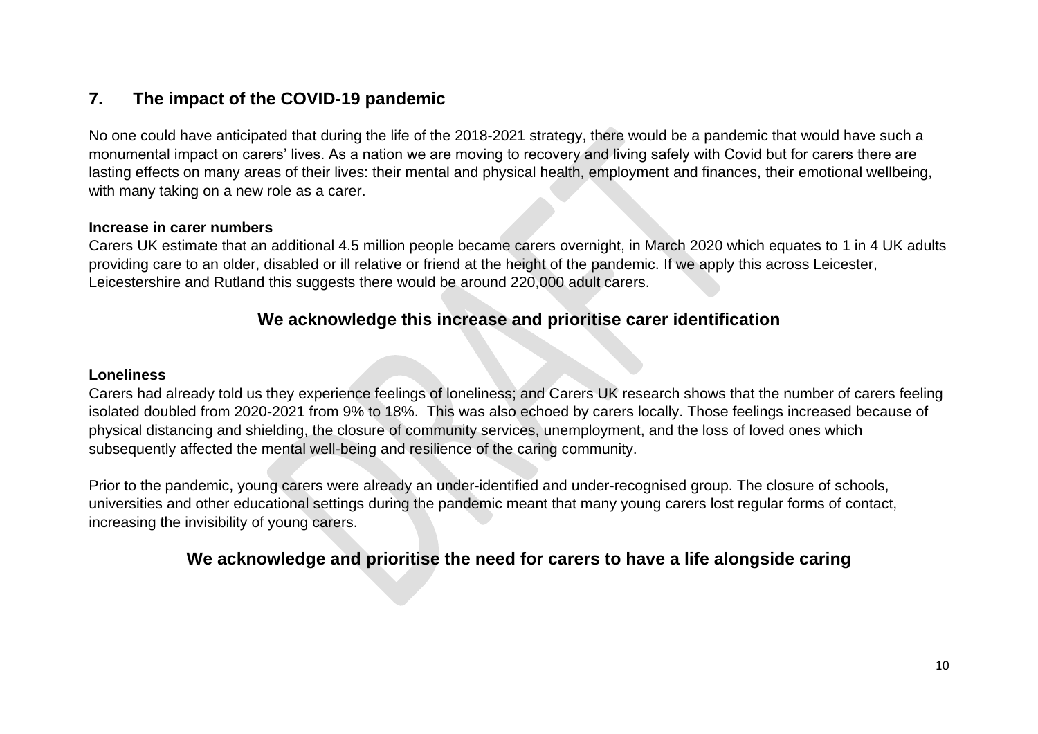## 7. The impact of the COVID-19 pandemic

No one could have anticipated that during the life of the 2018-2021 strategy, there would be a pandemic that would have such a monumental impact on carers' lives. As a nation we are moving to recovery and living safely with Covid but for carers there are lasting effects on many areas of their lives: their mental and physical health, employment and finances, their emotional wellbeing, with many taking on a new role as a carer.

**Increase in carer numbers**

Carers UK estimate that an additional 4.5 million people became carers overnight, in March 2020 which equates to 1 in 4 UK adults providing care to an older, disabled or ill relative or friend at the height of the pandemic. If we apply this across Leicester, Leicestershire and Rutland this suggests there would be around 220,000 adult carers.

### We acknowledge this increase and prioritise carer identification

**Loneliness**

Carers had already told us they experience feelings of loneliness; and Carers UK research shows that the number of carers feeling isolated doubled from 2020-2021 from 9% to 18%. This was also echoed by carers locally. Those feelings increased because of physical distancing and shielding, the closure of community services, unemployment, and the loss of loved ones which subsequently affected the mental well-being and resilience of the caring community.

Prior to the pandemic, young carers were already an under-identified and under-recognised group. The closure of schools, universities and other educational settings during the pandemic meant that many young carers lost regular forms of contact, increasing the invisibility of young carers.

### We acknowledge and prioritise the need for carers to have a life alongside caring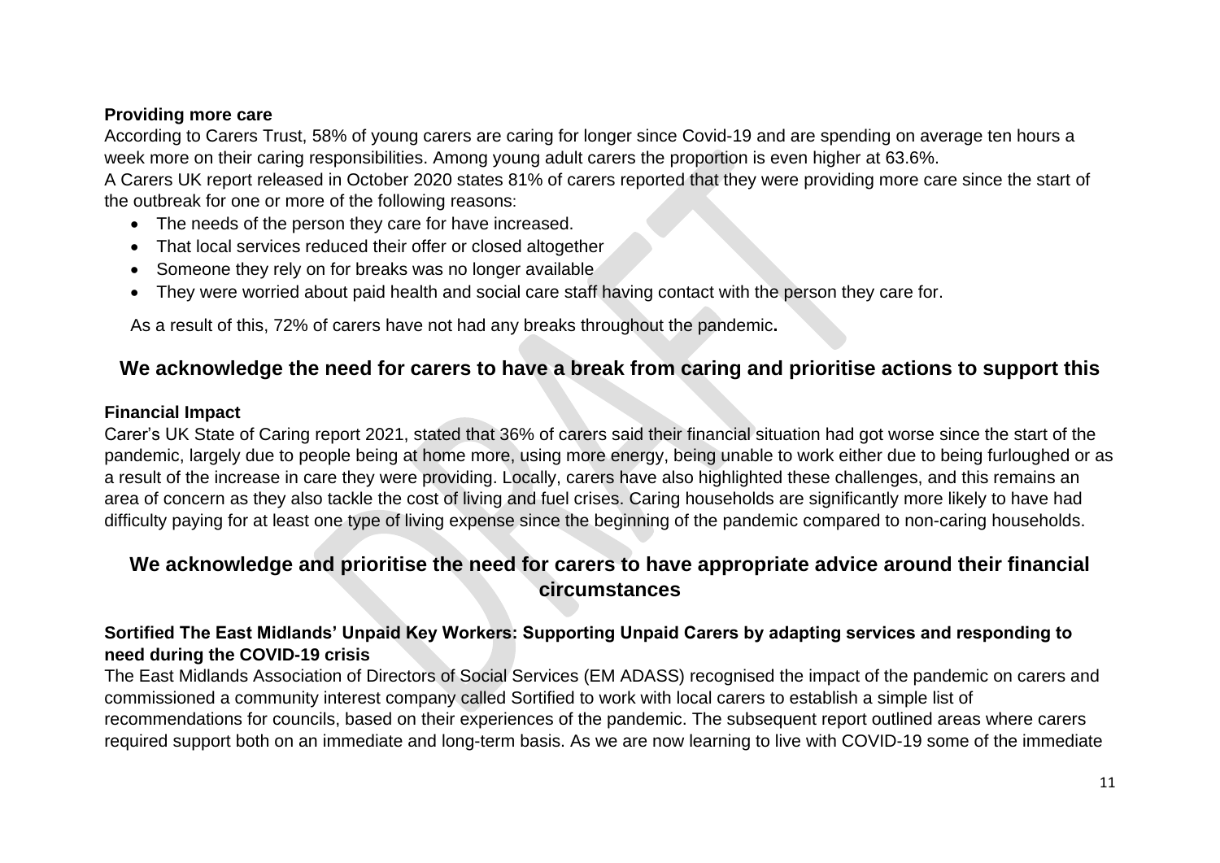### Providing more care

According to Carers Trust, 58% of young carers are caring for longer since Covid-19 and are spending on average ten hours a week more on their caring responsibilities. Among young adult carers the proportion is even higher at 63.6%.

A Carers UK report released in October 2020 states 81% of carers reported that they were providing more care since the start of the outbreak for one or more of the following reasons:

- The needs of the person they care for have increased.
- That local services reduced their offer or closed altogether
- Someone they rely on for breaks was no longer available
- They were worried about paid health and social care staff having contact with the person they care for.

As a result of this, 72% of carers have not had any breaks throughout the pandemic**.**

## We acknowledge the need for carers to have a break from caring and prioritise actions to support this

### Financial Impact

Carer's UK State of Caring report 2021, stated that 36% of carers said their financial situation had got worse since the start of the pandemic, largely due to people being at home more, using more energy, being unable to work either due to being furloughed or as a result of the increase in care they were providing. Locally, carers have also highlighted these challenges, and this remains an area of concern as they also tackle the cost of living and fuel crises. Caring households are significantly more likely to have had difficulty paying for at least one type of living expense since the beginning of the pandemic compared to non-caring households.

## We acknowledge and prioritise the need for carers to have appropriate advice around their financial circumstances

### Sortified The East Midlands' Unpaid Key Workers: Supporting Unpaid Carers by adapting services and responding to need during the COVID-19 crisis

The East Midlands Association of Directors of Social Services (EM ADASS) recognised the impact of the pandemic on carers and commissioned a community interest company called Sortified to work with local carers to establish a simple list of recommendations for councils, based on their experiences of the pandemic. The subsequent report outlined areas where carers required support both on an immediate and long-term basis. As we are now learning to live with COVID-19 some of the immediate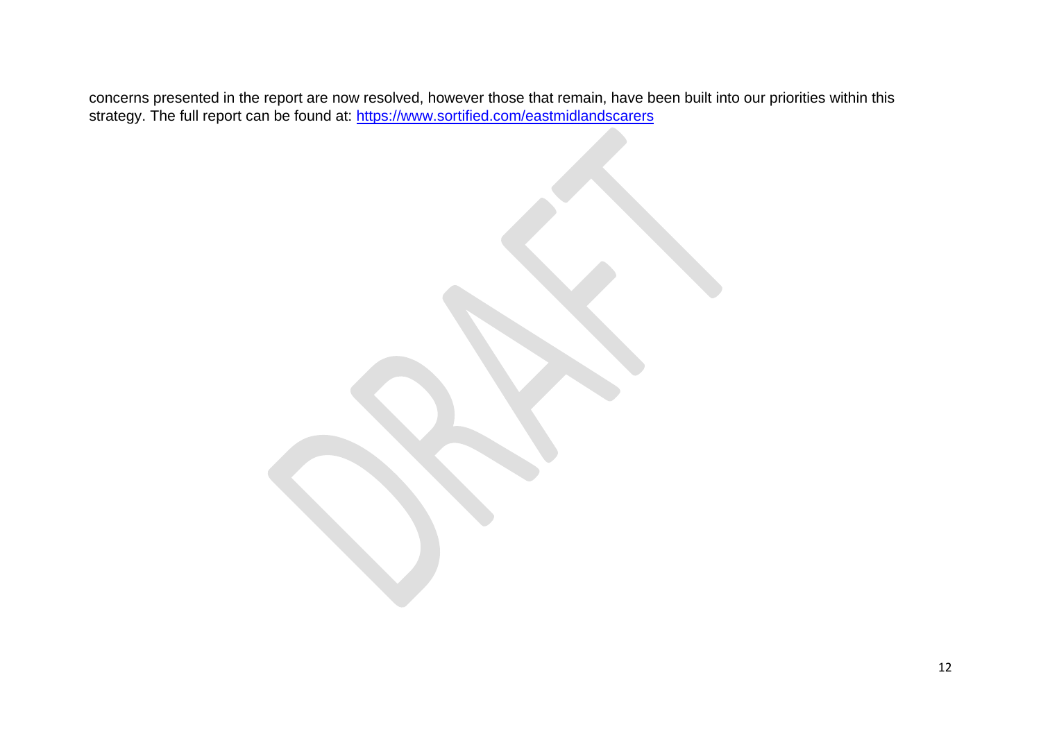concerns presented in the report are now resolved, however those that remain, have been built into our priorities within this strategy. The full report can be found at: [https://www.sortified.com/eastmidlandscarers](https://www.sortified.com/eastmidlandscarers)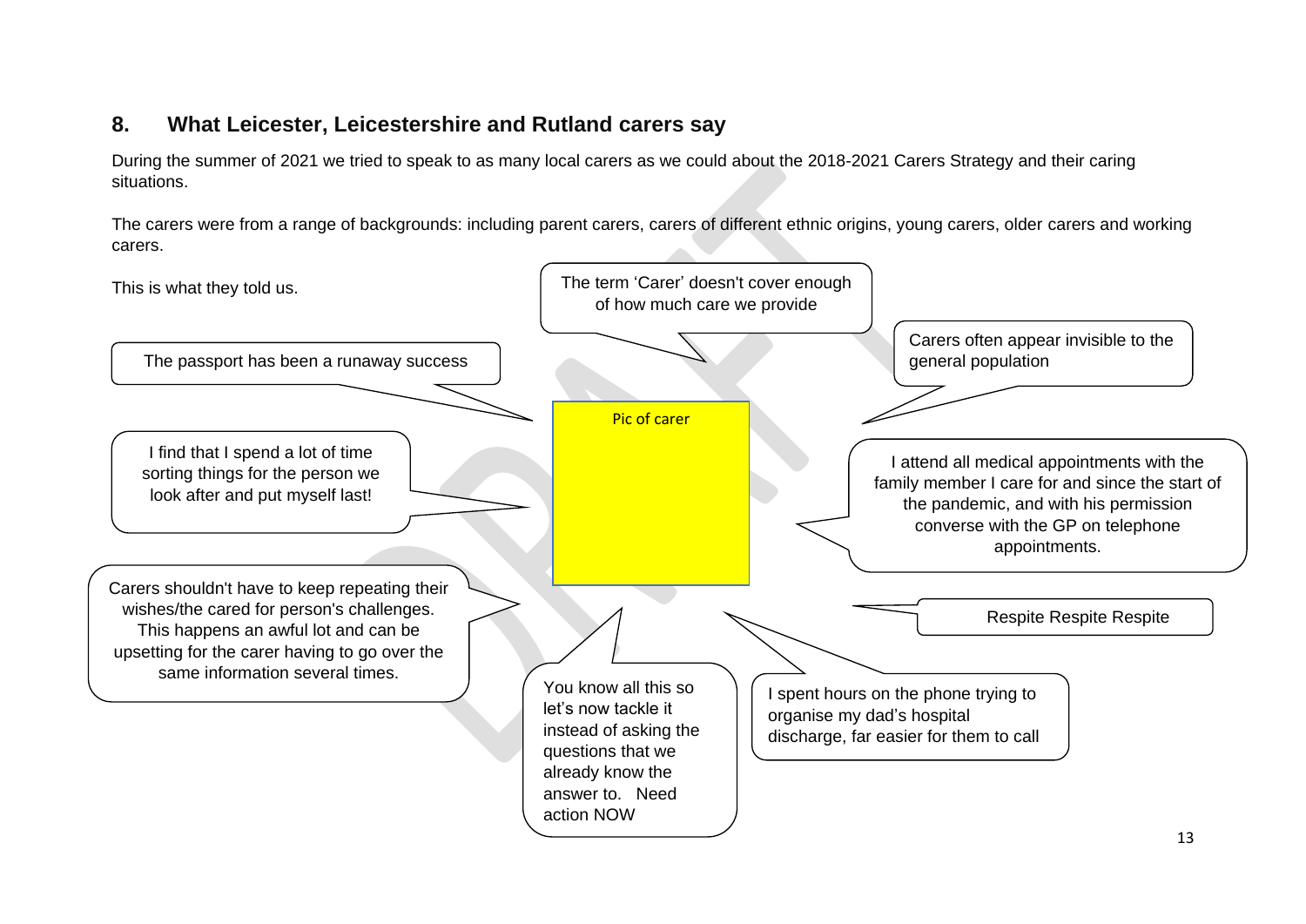## 8. What Leicester, Leicestershire and Rutland carers say

During the summer of 2021 we tried to speak to as many local carers as we could about the 2018-2021 Carers Strategy and their caring situations.

The carers were from a range of backgrounds: including parent carers, carers of different ethnic origins, young carers, older carers and working carers.

This is what they told us.

The term 'Carer' doesn't cover enough of how much care we provide

Carers often appear invisible to the general population

The passport has been a runaway success

Pic of carer

I find that I spend a lot of time sorting things for the person we look after and put myself last!

I attend all medical appointments with the family member I care for and since the start of the pandemic, and with his permission converse with the GP on telephone appointments.

Carers shouldn't have to keep repeating their wishes/the cared for person's challenges. This happens an awful lot and can be upsetting for the carer having to go over the same information several times.

Respite Respite Respite

You know all this so let's now tackle it instead of asking the questions that we already know the answer to. Need action NOW

I spent hours on the phone trying to organise my dad's hospital discharge, far easier for them to call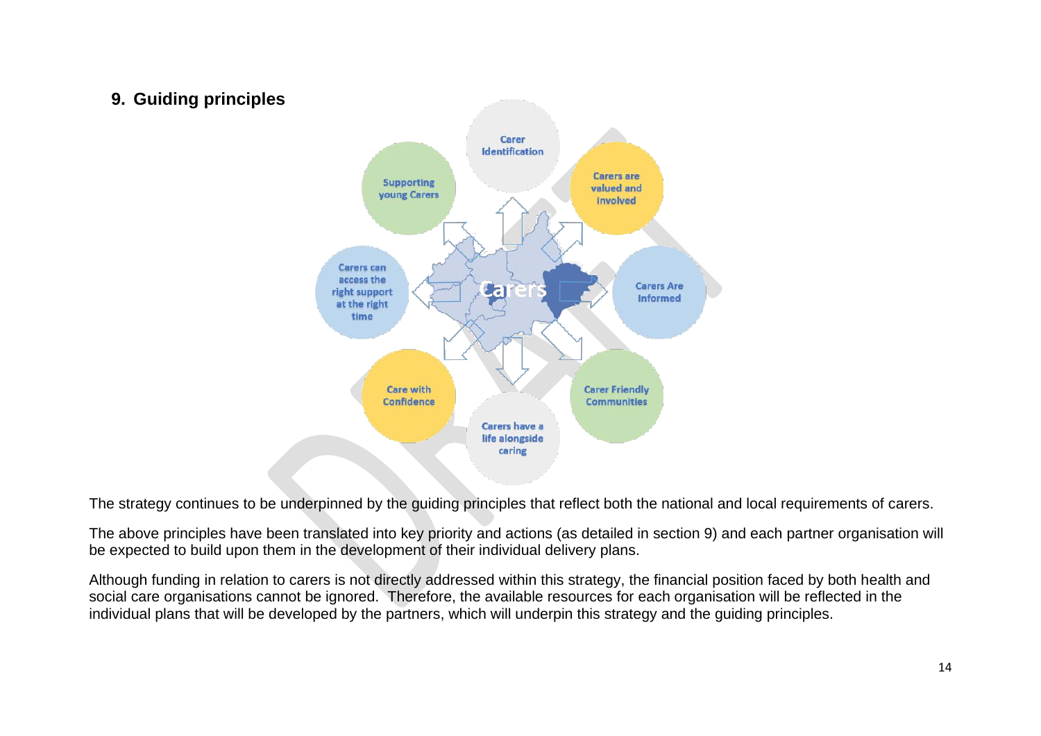## 9. Guiding principles

Carer Identification

Carers are valued and involved

Carers Are Informed

Carer Friendly Communities

Carers have a life alongside caring

Care with Confidence

Carers can access the right support at the right time

Supporting young Carers

Carers

The strategy continues to be underpinned by the guiding principles that reflect both the national and local requirements of carers.

The above principles have been translated into key priority and actions (as detailed in section 9) and each partner organisation will be expected to build upon them in the development of their individual delivery plans.

Although funding in relation to carers is not directly addressed within this strategy, the financial position faced by both health and social care organisations cannot be ignored. Therefore, the available resources for each organisation will be reflected in the individual plans that will be developed by the partners, which will underpin this strategy and the guiding principles.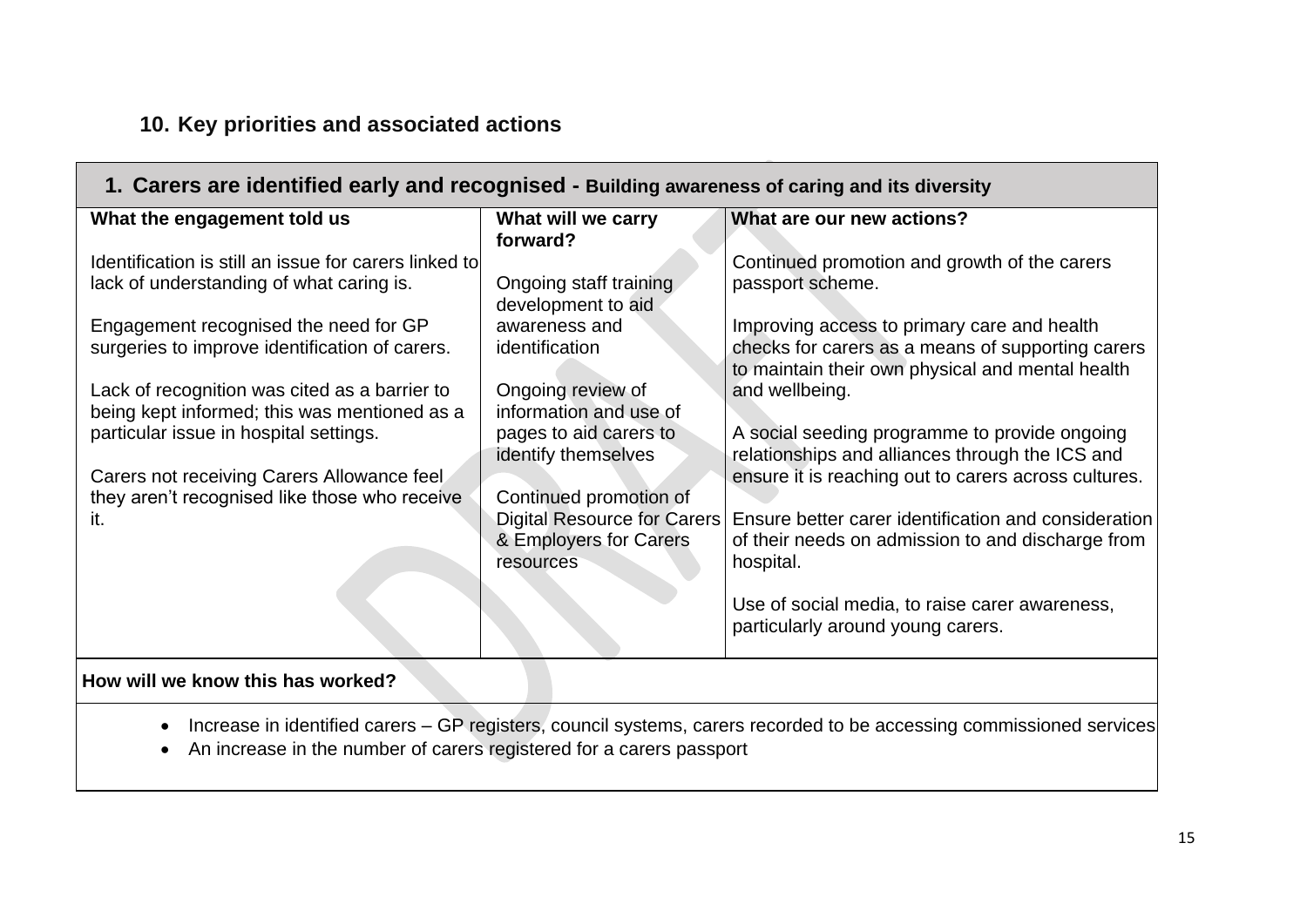## 10. Key priorities and associated actions

| 1. Carers are identified early and recognised - Building awareness of caring and its diversity | | |
|---|---|---|
| **What the engagement told us** | **What will we carry forward?** | **What are our new actions?** |
| Identification is still an issue for carers linked to lack of understanding of what caring is.<br><br>Engagement recognised the need for GP surgeries to improve identification of carers.<br><br>Lack of recognition was cited as a barrier to being kept informed; this was mentioned as a particular issue in hospital settings.<br><br>Carers not receiving Carers Allowance feel they aren't recognised like those who receive it. | Ongoing staff training development to aid awareness and identification<br><br>Ongoing review of information and use of pages to aid carers to identify themselves<br><br>Continued promotion of Digital Resource for Carers & Employers for Carers resources | Continued promotion and growth of the carers passport scheme.<br><br>Improving access to primary care and health checks for carers as a means of supporting carers to maintain their own physical and mental health and wellbeing.<br><br>A social seeding programme to provide ongoing relationships and alliances through the ICS and ensure it is reaching out to carers across cultures.<br><br>Ensure better carer identification and consideration of their needs on admission to and discharge from hospital.<br><br>Use of social media, to raise carer awareness, particularly around young carers. |
| **How will we know this has worked?** | | |
| • Increase in identified carers – GP registers, council systems, carers recorded to be accessing commissioned services<br>• An increase in the number of carers registered for a carers passport | | |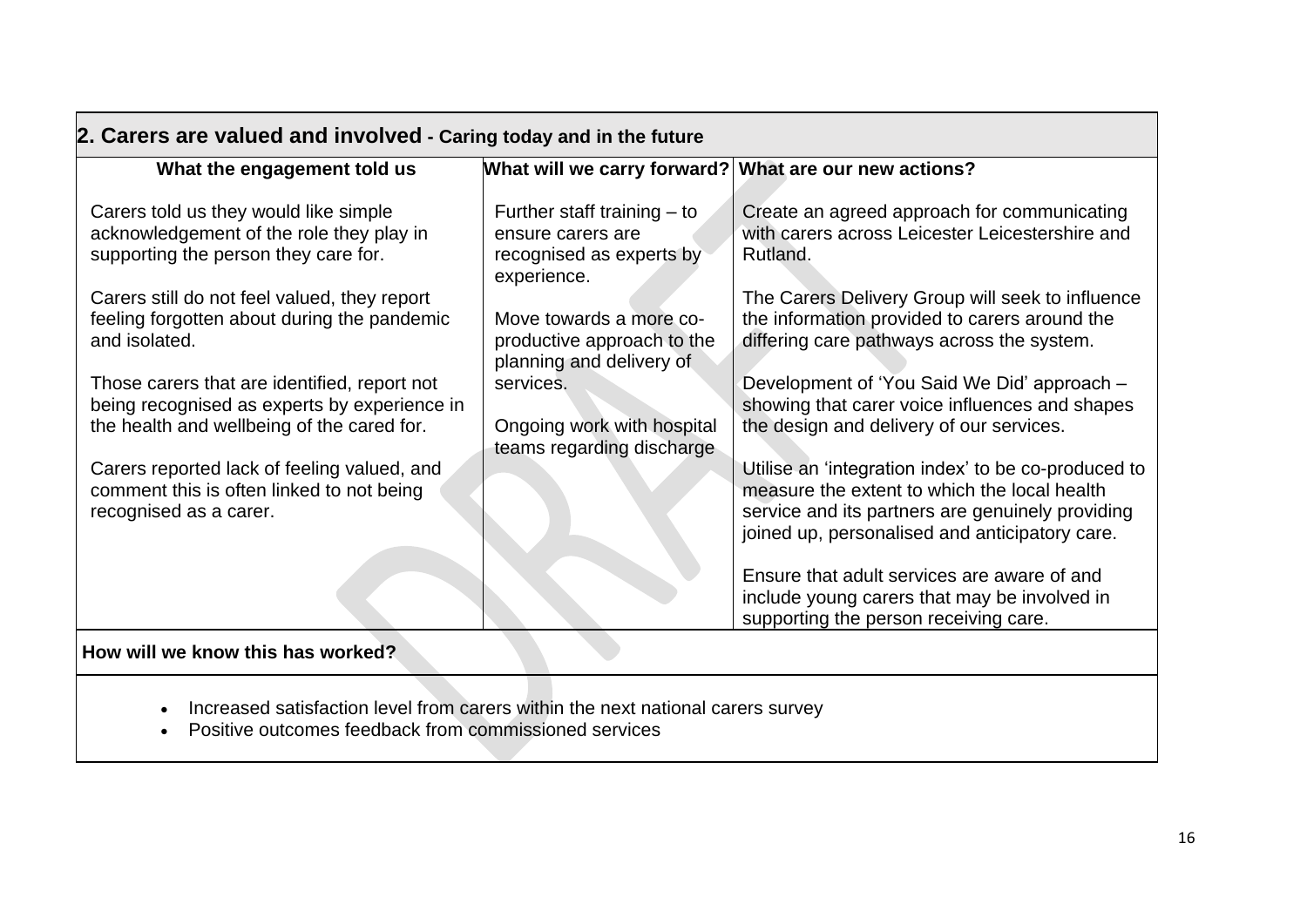## 2. Carers are valued and involved - Caring today and in the future

| What the engagement told us | What will we carry forward? | What are our new actions? |
| --- | --- | --- |
| Carers told us they would like simple acknowledgement of the role they play in supporting the person they care for.<br><br>Carers still do not feel valued, they report feeling forgotten about during the pandemic and isolated.<br><br>Those carers that are identified, report not being recognised as experts by experience in the health and wellbeing of the cared for.<br><br>Carers reported lack of feeling valued, and comment this is often linked to not being recognised as a carer. | Further staff training – to ensure carers are recognised as experts by experience.<br><br>Move towards a more co-productive approach to the planning and delivery of services.<br><br>Ongoing work with hospital teams regarding discharge | Create an agreed approach for communicating with carers across Leicester Leicestershire and Rutland.<br><br>The Carers Delivery Group will seek to influence the information provided to carers around the differing care pathways across the system.<br><br>Development of 'You Said We Did' approach – showing that carer voice influences and shapes the design and delivery of our services.<br><br>Utilise an 'integration index' to be co-produced to measure the extent to which the local health service and its partners are genuinely providing joined up, personalised and anticipatory care.<br><br>Ensure that adult services are aware of and include young carers that may be involved in supporting the person receiving care. |

**How will we know this has worked?**

- Increased satisfaction level from carers within the next national carers survey
- Positive outcomes feedback from commissioned services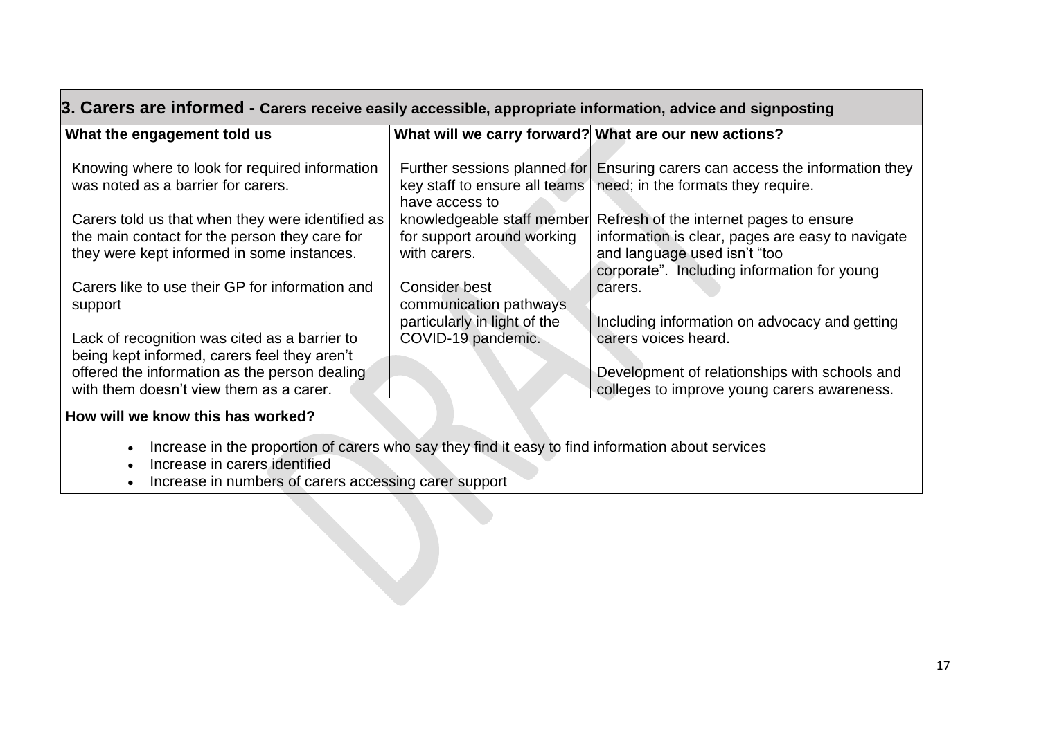## 3. Carers are informed - Carers receive easily accessible, appropriate information, advice and signposting

| What the engagement told us | What will we carry forward? | What are our new actions? |
| --- | --- | --- |
| Knowing where to look for required information was noted as a barrier for carers.<br><br>Carers told us that when they were identified as the main contact for the person they care for they were kept informed in some instances.<br><br>Carers like to use their GP for information and support<br><br>Lack of recognition was cited as a barrier to being kept informed, carers feel they aren't offered the information as the person dealing with them doesn't view them as a carer. | Further sessions planned for key staff to ensure all teams have access to knowledgeable staff member for support around working with carers.<br><br>Consider best communication pathways particularly in light of the COVID-19 pandemic. | Ensuring carers can access the information they need; in the formats they require.<br><br>Refresh of the internet pages to ensure information is clear, pages are easy to navigate and language used isn't "too corporate". Including information for young carers.<br><br>Including information on advocacy and getting carers voices heard.<br><br>Development of relationships with schools and colleges to improve young carers awareness. |

**How will we know this has worked?**

- Increase in the proportion of carers who say they find it easy to find information about services
- Increase in carers identified
- Increase in numbers of carers accessing carer support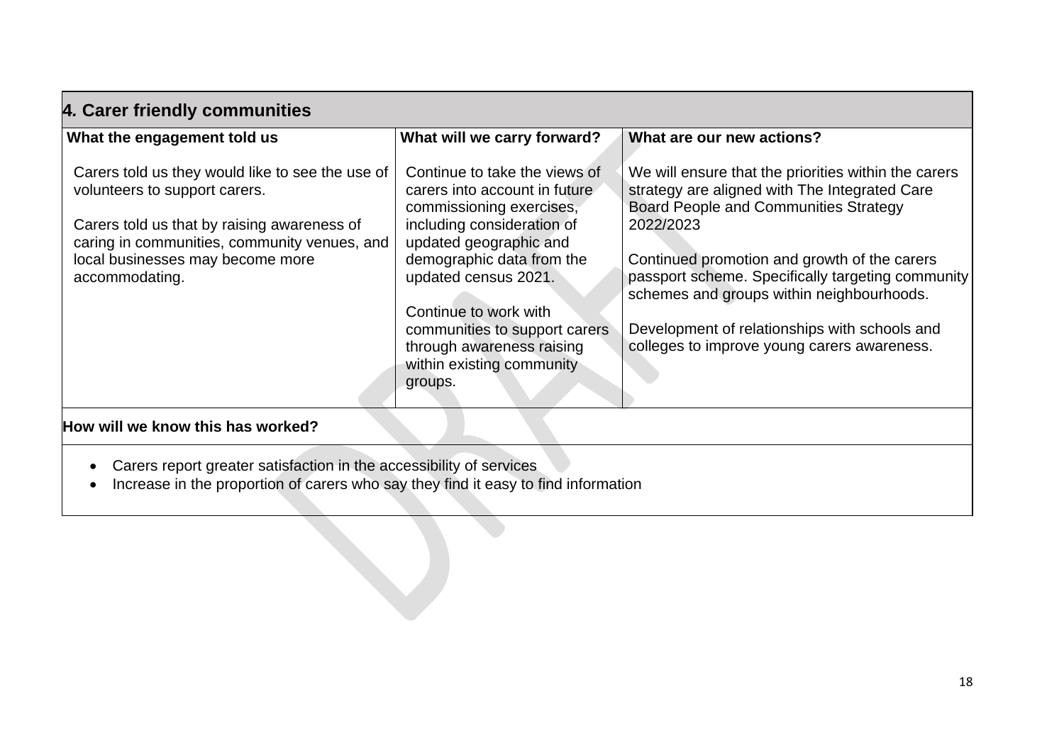## 4. Carer friendly communities

| What the engagement told us | What will we carry forward? | What are our new actions? |
|---|---|---|
| Carers told us they would like to see the use of volunteers to support carers.<br><br>Carers told us that by raising awareness of caring in communities, community venues, and local businesses may become more accommodating. | Continue to take the views of carers into account in future commissioning exercises, including consideration of updated geographic and demographic data from the updated census 2021.<br><br>Continue to work with communities to support carers through awareness raising within existing community groups. | We will ensure that the priorities within the carers strategy are aligned with The Integrated Care Board People and Communities Strategy 2022/2023<br><br>Continued promotion and growth of the carers passport scheme. Specifically targeting community schemes and groups within neighbourhoods.<br><br>Development of relationships with schools and colleges to improve young carers awareness. |

**How will we know this has worked?**

- Carers report greater satisfaction in the accessibility of services
- Increase in the proportion of carers who say they find it easy to find information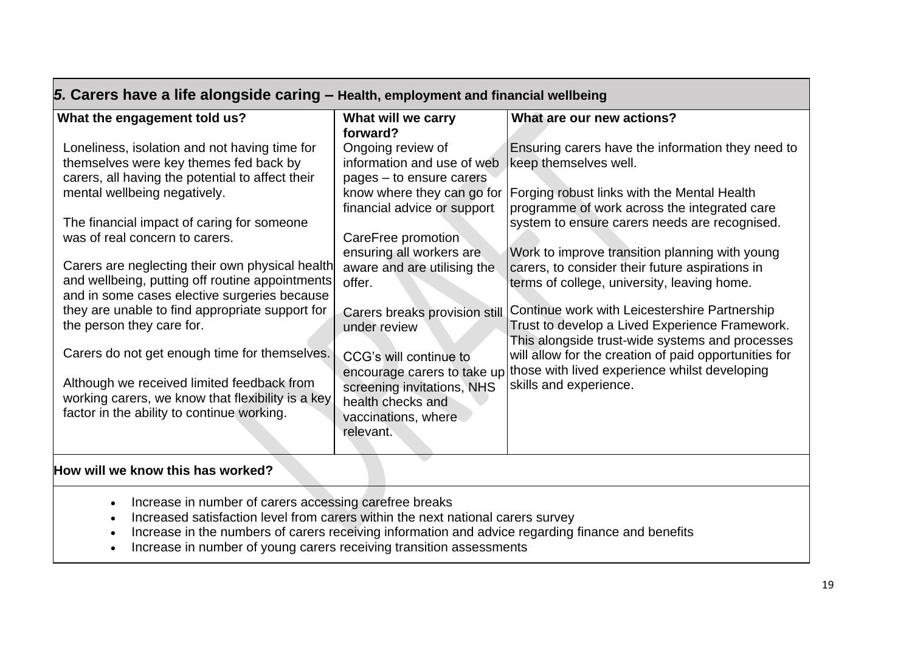## *5.* Carers have a life alongside caring – Health, employment and financial wellbeing

| What the engagement told us? | What will we carry forward? | What are our new actions? |
| --- | --- | --- |
| Loneliness, isolation and not having time for themselves were key themes fed back by carers, all having the potential to affect their mental wellbeing negatively.<br><br>The financial impact of caring for someone was of real concern to carers.<br><br>Carers are neglecting their own physical health and wellbeing, putting off routine appointments and in some cases elective surgeries because they are unable to find appropriate support for the person they care for.<br><br>Carers do not get enough time for themselves.<br><br>Although we received limited feedback from working carers, we know that flexibility is a key factor in the ability to continue working. | Ongoing review of information and use of web pages – to ensure carers know where they can go for financial advice or support<br><br>CareFree promotion ensuring all workers are aware and are utilising the offer.<br><br>Carers breaks provision still under review<br><br>CCG's will continue to encourage carers to take up screening invitations, NHS health checks and vaccinations, where relevant. | Ensuring carers have the information they need to keep themselves well.<br><br>Forging robust links with the Mental Health programme of work across the integrated care system to ensure carers needs are recognised.<br><br>Work to improve transition planning with young carers, to consider their future aspirations in terms of college, university, leaving home.<br><br>Continue work with Leicestershire Partnership Trust to develop a Lived Experience Framework. This alongside trust-wide systems and processes will allow for the creation of paid opportunities for those with lived experience whilst developing skills and experience. |

**How will we know this has worked?**

- Increase in number of carers accessing carefree breaks
- Increased satisfaction level from carers within the next national carers survey
- Increase in the numbers of carers receiving information and advice regarding finance and benefits
- Increase in number of young carers receiving transition assessments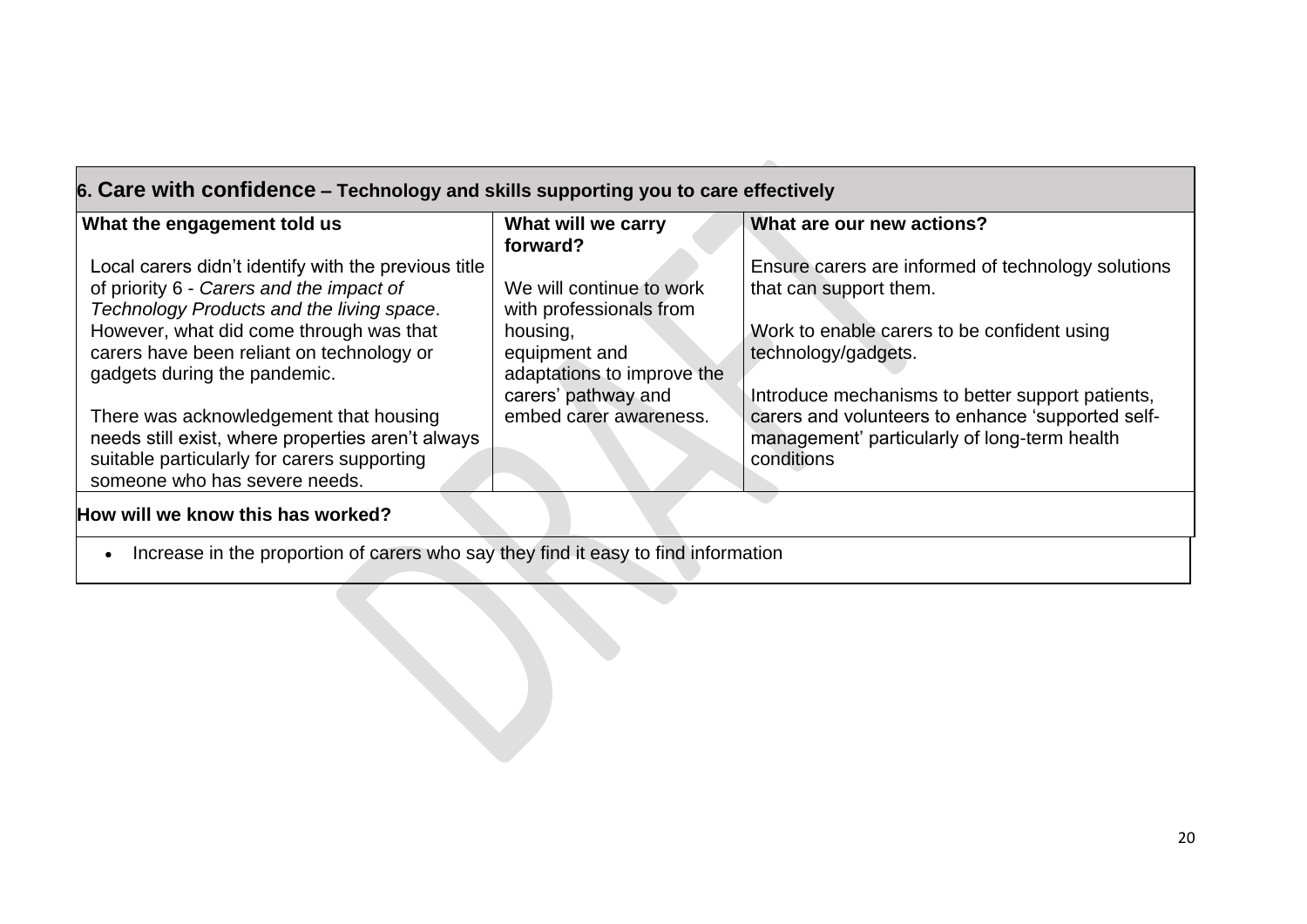## 6. Care with confidence – Technology and skills supporting you to care effectively

| What the engagement told us | What will we carry forward? | What are our new actions? |
| --- | --- | --- |
| Local carers didn't identify with the previous title of priority 6 - *Carers and the impact of Technology Products and the living space*. However, what did come through was that carers have been reliant on technology or gadgets during the pandemic.<br><br>There was acknowledgement that housing needs still exist, where properties aren't always suitable particularly for carers supporting someone who has severe needs. | We will continue to work with professionals from housing, equipment and adaptations to improve the carers' pathway and embed carer awareness. | Ensure carers are informed of technology solutions that can support them.<br><br>Work to enable carers to be confident using technology/gadgets.<br><br>Introduce mechanisms to better support patients, carers and volunteers to enhance 'supported self-management' particularly of long-term health conditions |

**How will we know this has worked?**

- Increase in the proportion of carers who say they find it easy to find information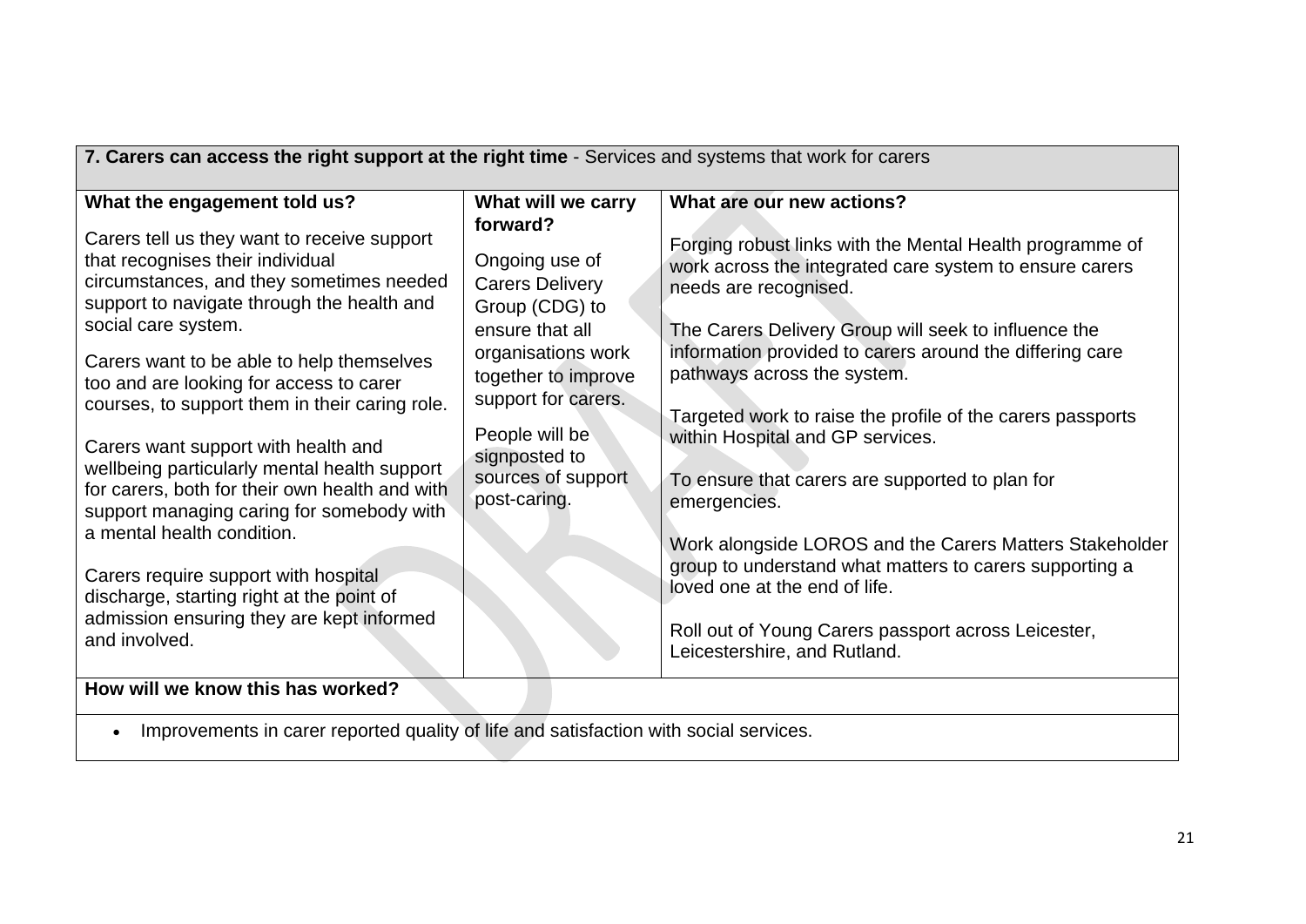| **7. Carers can access the right support at the right time** - Services and systems that work for carers | | |
|---|---|---|
| **What the engagement told us?** | **What will we carry forward?** | **What are our new actions?** |
| Carers tell us they want to receive support that recognises their individual circumstances, and they sometimes needed support to navigate through the health and social care system.<br><br>Carers want to be able to help themselves too and are looking for access to carer courses, to support them in their caring role.<br><br>Carers want support with health and wellbeing particularly mental health support for carers, both for their own health and with support managing caring for somebody with a mental health condition.<br><br>Carers require support with hospital discharge, starting right at the point of admission ensuring they are kept informed and involved. | Ongoing use of Carers Delivery Group (CDG) to ensure that all organisations work together to improve support for carers.<br><br>People will be signposted to sources of support post-caring. | Forging robust links with the Mental Health programme of work across the integrated care system to ensure carers needs are recognised.<br><br>The Carers Delivery Group will seek to influence the information provided to carers around the differing care pathways across the system.<br><br>Targeted work to raise the profile of the carers passports within Hospital and GP services.<br><br>To ensure that carers are supported to plan for emergencies.<br><br>Work alongside LOROS and the Carers Matters Stakeholder group to understand what matters to carers supporting a loved one at the end of life.<br><br>Roll out of Young Carers passport across Leicester, Leicestershire, and Rutland. |
| **How will we know this has worked?** | | |
| • Improvements in carer reported quality of life and satisfaction with social services. | | |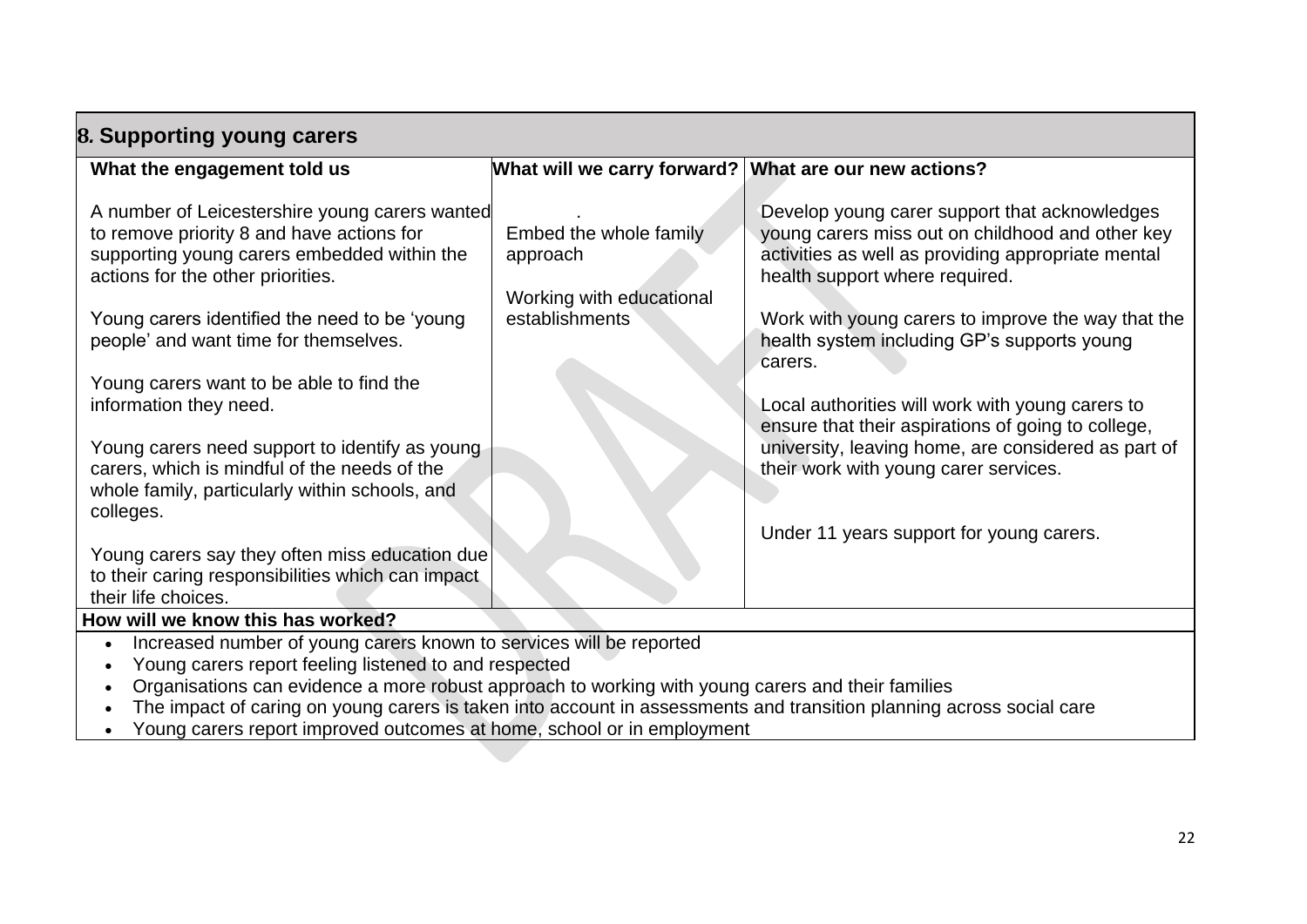## 8. Supporting young carers

| What the engagement told us | What will we carry forward? | What are our new actions? |
|---|---|---|
| A number of Leicestershire young carers wanted to remove priority 8 and have actions for supporting young carers embedded within the actions for the other priorities.<br><br>Young carers identified the need to be 'young people' and want time for themselves.<br><br>Young carers want to be able to find the information they need.<br><br>Young carers need support to identify as young carers, which is mindful of the needs of the whole family, particularly within schools, and colleges.<br><br>Young carers say they often miss education due to their caring responsibilities which can impact their life choices. | .<br>Embed the whole family approach<br><br>Working with educational establishments | Develop young carer support that acknowledges young carers miss out on childhood and other key activities as well as providing appropriate mental health support where required.<br><br>Work with young carers to improve the way that the health system including GP's supports young carers.<br><br>Local authorities will work with young carers to ensure that their aspirations of going to college, university, leaving home, are considered as part of their work with young carer services.<br><br>Under 11 years support for young carers. |

**How will we know this has worked?**

- Increased number of young carers known to services will be reported
- Young carers report feeling listened to and respected
- Organisations can evidence a more robust approach to working with young carers and their families
- The impact of caring on young carers is taken into account in assessments and transition planning across social care
- Young carers report improved outcomes at home, school or in employment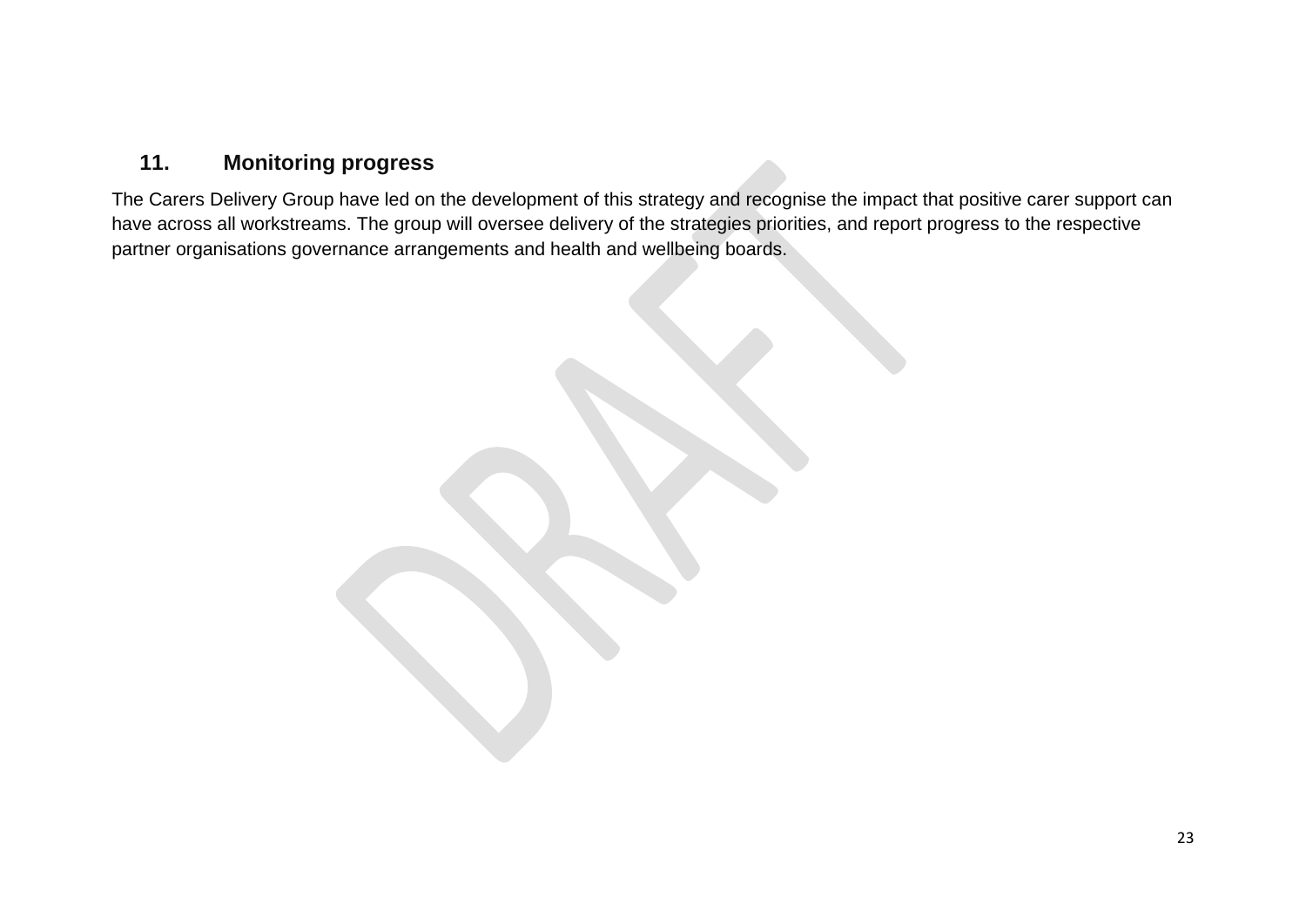## 11. Monitoring progress

The Carers Delivery Group have led on the development of this strategy and recognise the impact that positive carer support can have across all workstreams. The group will oversee delivery of the strategies priorities, and report progress to the respective partner organisations governance arrangements and health and wellbeing boards.